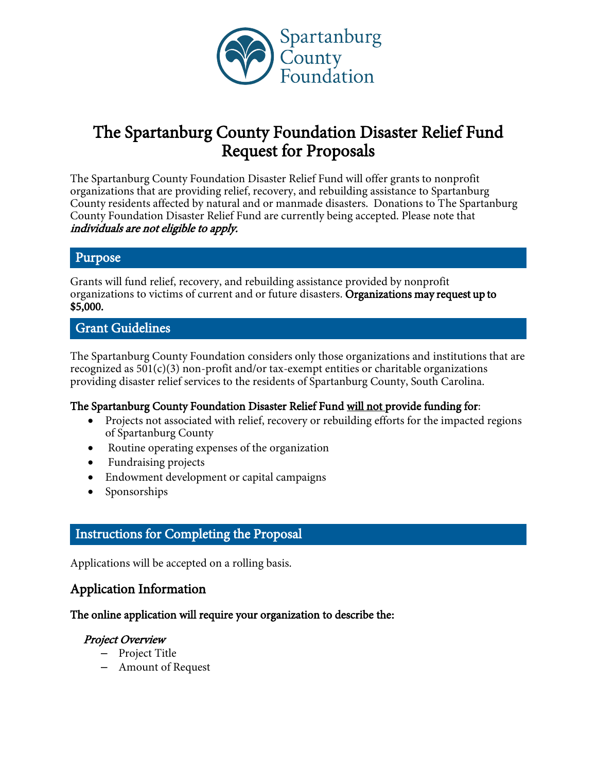Spartanburg County Foundation

# The Spartanburg County Foundation Disaster Relief Fund Request for Proposals

The Spartanburg County Foundation Disaster Relief Fund will offer grants to nonprofit organizations that are providing relief, recovery, and rebuilding assistance to Spartanburg County residents affected by natural and or manmade disasters. Donations to The Spartanburg County Foundation Disaster Relief Fund are currently being accepted. Please note that ***individuals are not eligible to apply.***

## Purpose

Grants will fund relief, recovery, and rebuilding assistance provided by nonprofit organizations to victims of current and or future disasters. **Organizations may request up to $5,000.**

## Grant Guidelines

The Spartanburg County Foundation considers only those organizations and institutions that are recognized as 501(c)(3) non-profit and/or tax-exempt entities or charitable organizations providing disaster relief services to the residents of Spartanburg County, South Carolina.

**The Spartanburg County Foundation Disaster Relief Fund will not provide funding for**:

- Projects not associated with relief, recovery or rebuilding efforts for the impacted regions of Spartanburg County
- Routine operating expenses of the organization
- Fundraising projects
- Endowment development or capital campaigns
- Sponsorships

## Instructions for Completing the Proposal

Applications will be accepted on a rolling basis.

### Application Information

**The online application will require your organization to describe the:**

***Project Overview***

- Project Title
- Amount of Request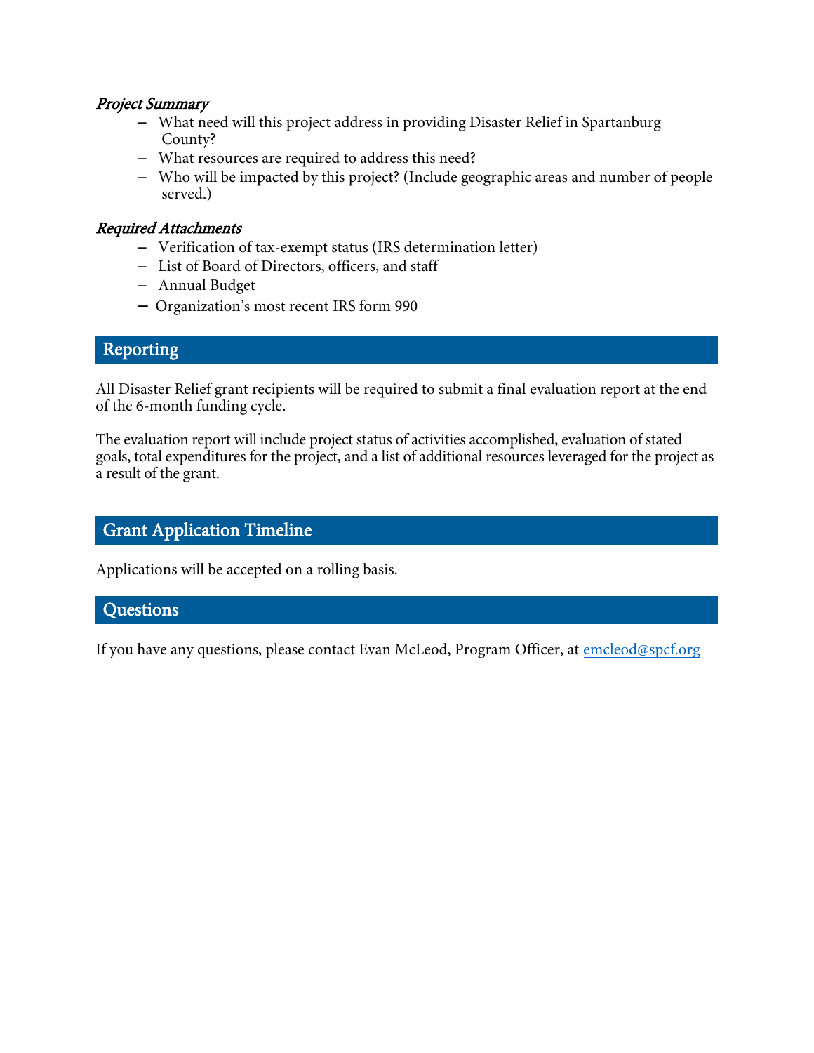*Project Summary*

- What need will this project address in providing Disaster Relief in Spartanburg County?
- What resources are required to address this need?
- Who will be impacted by this project? (Include geographic areas and number of people served.)

*Required Attachments*

- Verification of tax-exempt status (IRS determination letter)
- List of Board of Directors, officers, and staff
- Annual Budget
- Organization's most recent IRS form 990

## Reporting

All Disaster Relief grant recipients will be required to submit a final evaluation report at the end of the 6-month funding cycle.

The evaluation report will include project status of activities accomplished, evaluation of stated goals, total expenditures for the project, and a list of additional resources leveraged for the project as a result of the grant.

## Grant Application Timeline

Applications will be accepted on a rolling basis.

## Questions

If you have any questions, please contact Evan McLeod, Program Officer, at emcleod@spcf.org